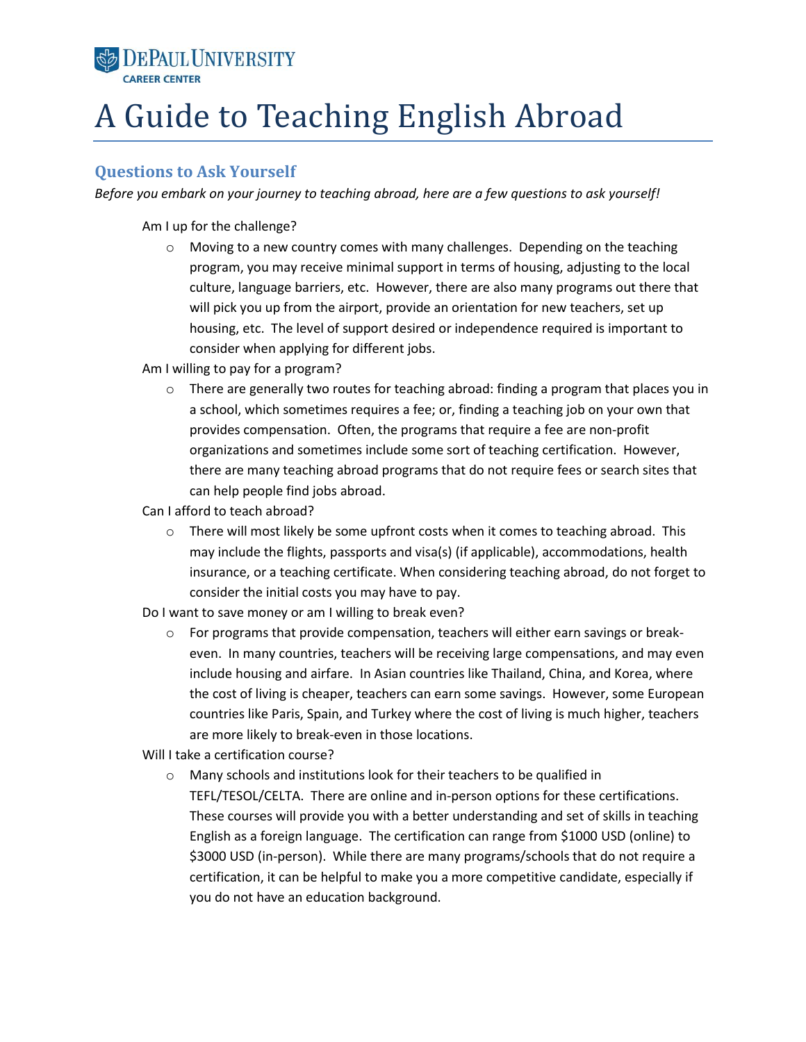DePaul University
Career Center

# A Guide to Teaching English Abroad

## Questions to Ask Yourself

*Before you embark on your journey to teaching abroad, here are a few questions to ask yourself!*

Am I up for the challenge?

- Moving to a new country comes with many challenges. Depending on the teaching program, you may receive minimal support in terms of housing, adjusting to the local culture, language barriers, etc. However, there are also many programs out there that will pick you up from the airport, provide an orientation for new teachers, set up housing, etc. The level of support desired or independence required is important to consider when applying for different jobs.

Am I willing to pay for a program?

- There are generally two routes for teaching abroad: finding a program that places you in a school, which sometimes requires a fee; or, finding a teaching job on your own that provides compensation. Often, the programs that require a fee are non-profit organizations and sometimes include some sort of teaching certification. However, there are many teaching abroad programs that do not require fees or search sites that can help people find jobs abroad.

Can I afford to teach abroad?

- There will most likely be some upfront costs when it comes to teaching abroad. This may include the flights, passports and visa(s) (if applicable), accommodations, health insurance, or a teaching certificate. When considering teaching abroad, do not forget to consider the initial costs you may have to pay.

Do I want to save money or am I willing to break even?

- For programs that provide compensation, teachers will either earn savings or break-even. In many countries, teachers will be receiving large compensations, and may even include housing and airfare. In Asian countries like Thailand, China, and Korea, where the cost of living is cheaper, teachers can earn some savings. However, some European countries like Paris, Spain, and Turkey where the cost of living is much higher, teachers are more likely to break-even in those locations.

Will I take a certification course?

- Many schools and institutions look for their teachers to be qualified in TEFL/TESOL/CELTA. There are online and in-person options for these certifications. These courses will provide you with a better understanding and set of skills in teaching English as a foreign language. The certification can range from $1000 USD (online) to $3000 USD (in-person). While there are many programs/schools that do not require a certification, it can be helpful to make you a more competitive candidate, especially if you do not have an education background.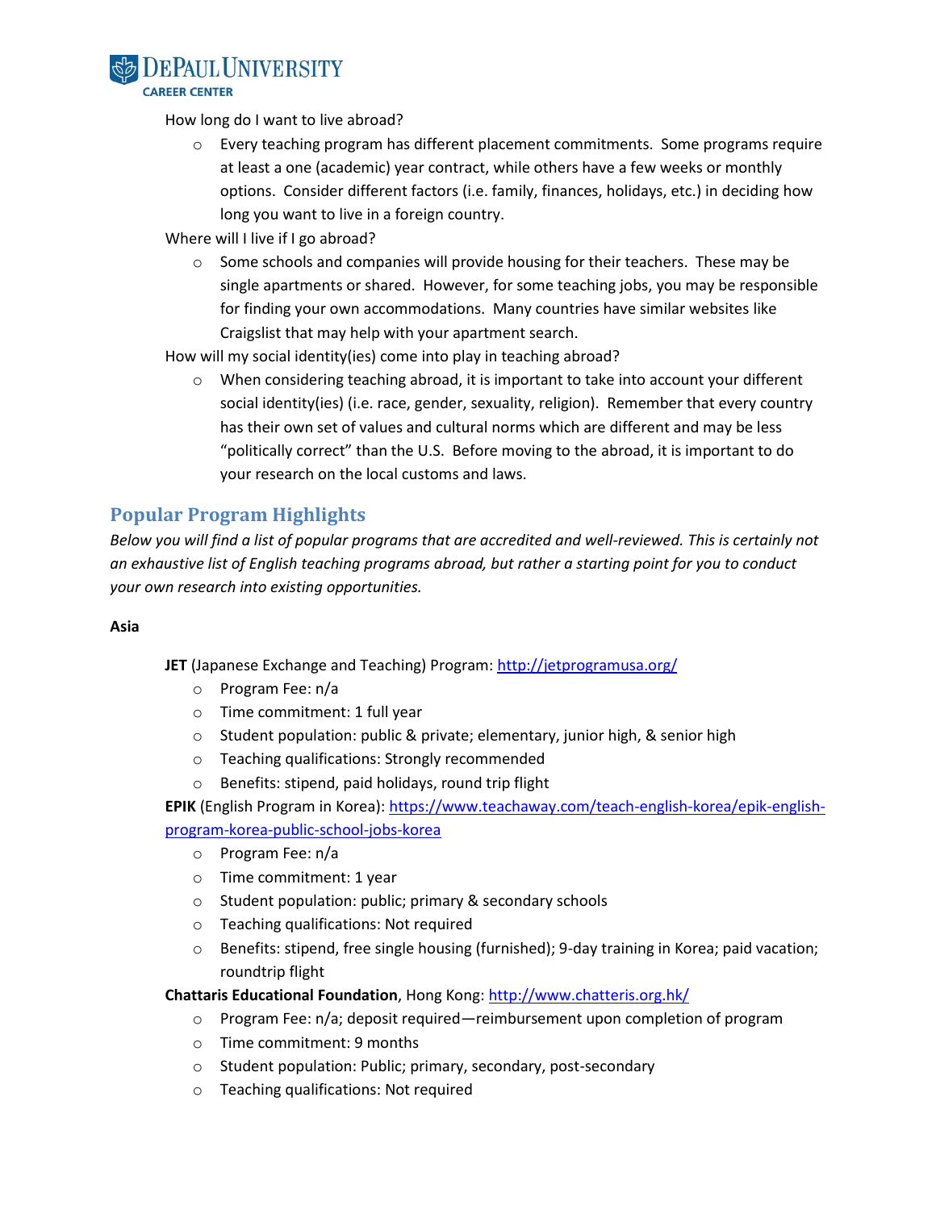How long do I want to live abroad?

- Every teaching program has different placement commitments. Some programs require at least a one (academic) year contract, while others have a few weeks or monthly options. Consider different factors (i.e. family, finances, holidays, etc.) in deciding how long you want to live in a foreign country.

Where will I live if I go abroad?

- Some schools and companies will provide housing for their teachers. These may be single apartments or shared. However, for some teaching jobs, you may be responsible for finding your own accommodations. Many countries have similar websites like Craigslist that may help with your apartment search.

How will my social identity(ies) come into play in teaching abroad?

- When considering teaching abroad, it is important to take into account your different social identity(ies) (i.e. race, gender, sexuality, religion). Remember that every country has their own set of values and cultural norms which are different and may be less "politically correct" than the U.S. Before moving to the abroad, it is important to do your research on the local customs and laws.

## Popular Program Highlights

*Below you will find a list of popular programs that are accredited and well-reviewed. This is certainly not an exhaustive list of English teaching programs abroad, but rather a starting point for you to conduct your own research into existing opportunities.*

**Asia**

**JET** (Japanese Exchange and Teaching) Program: http://jetprogramusa.org/

- Program Fee: n/a
- Time commitment: 1 full year
- Student population: public & private; elementary, junior high, & senior high
- Teaching qualifications: Strongly recommended
- Benefits: stipend, paid holidays, round trip flight

**EPIK** (English Program in Korea): https://www.teachaway.com/teach-english-korea/epik-english-program-korea-public-school-jobs-korea

- Program Fee: n/a
- Time commitment: 1 year
- Student population: public; primary & secondary schools
- Teaching qualifications: Not required
- Benefits: stipend, free single housing (furnished); 9-day training in Korea; paid vacation; roundtrip flight

**Chattaris Educational Foundation**, Hong Kong: http://www.chatteris.org.hk/

- Program Fee: n/a; deposit required—reimbursement upon completion of program
- Time commitment: 9 months
- Student population: Public; primary, secondary, post-secondary
- Teaching qualifications: Not required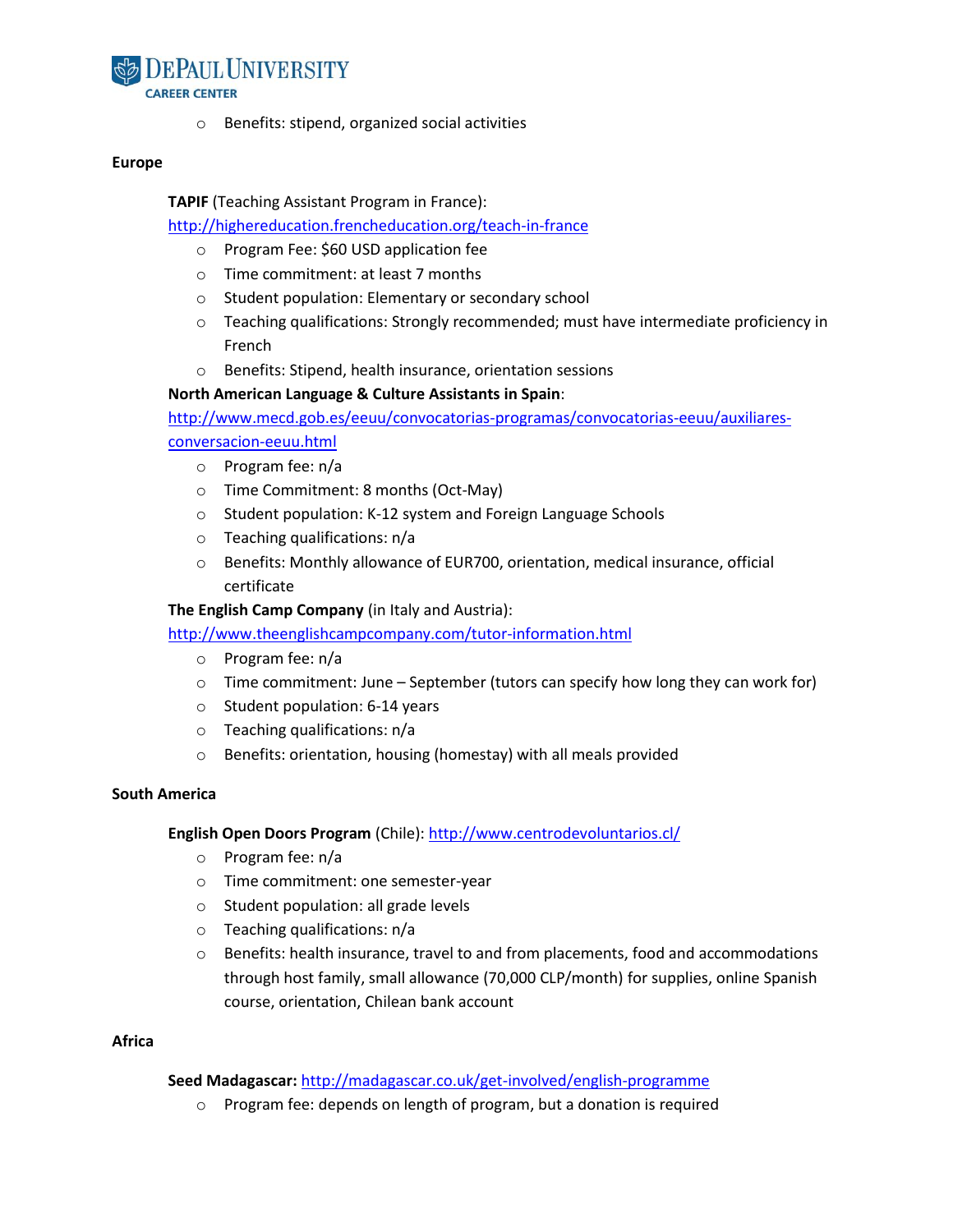- Benefits: stipend, organized social activities

**Europe**

**TAPIF** (Teaching Assistant Program in France): [http://highereducation.frencheducation.org/teach-in-france](http://highereducation.frencheducation.org/teach-in-france)

- Program Fee: $60 USD application fee
- Time commitment: at least 7 months
- Student population: Elementary or secondary school
- Teaching qualifications: Strongly recommended; must have intermediate proficiency in French
- Benefits: Stipend, health insurance, orientation sessions

**North American Language & Culture Assistants in Spain**: [http://www.mecd.gob.es/eeuu/convocatorias-programas/convocatorias-eeuu/auxiliares-conversacion-eeuu.html](http://www.mecd.gob.es/eeuu/convocatorias-programas/convocatorias-eeuu/auxiliares-conversacion-eeuu.html)

- Program fee: n/a
- Time Commitment: 8 months (Oct-May)
- Student population: K-12 system and Foreign Language Schools
- Teaching qualifications: n/a
- Benefits: Monthly allowance of EUR700, orientation, medical insurance, official certificate

**The English Camp Company** (in Italy and Austria): [http://www.theenglishcampcompany.com/tutor-information.html](http://www.theenglishcampcompany.com/tutor-information.html)

- Program fee: n/a
- Time commitment: June – September (tutors can specify how long they can work for)
- Student population: 6-14 years
- Teaching qualifications: n/a
- Benefits: orientation, housing (homestay) with all meals provided

**South America**

**English Open Doors Program** (Chile): [http://www.centrodevoluntarios.cl/](http://www.centrodevoluntarios.cl/)

- Program fee: n/a
- Time commitment: one semester-year
- Student population: all grade levels
- Teaching qualifications: n/a
- Benefits: health insurance, travel to and from placements, food and accommodations through host family, small allowance (70,000 CLP/month) for supplies, online Spanish course, orientation, Chilean bank account

**Africa**

**Seed Madagascar:** [http://madagascar.co.uk/get-involved/english-programme](http://madagascar.co.uk/get-involved/english-programme)

- Program fee: depends on length of program, but a donation is required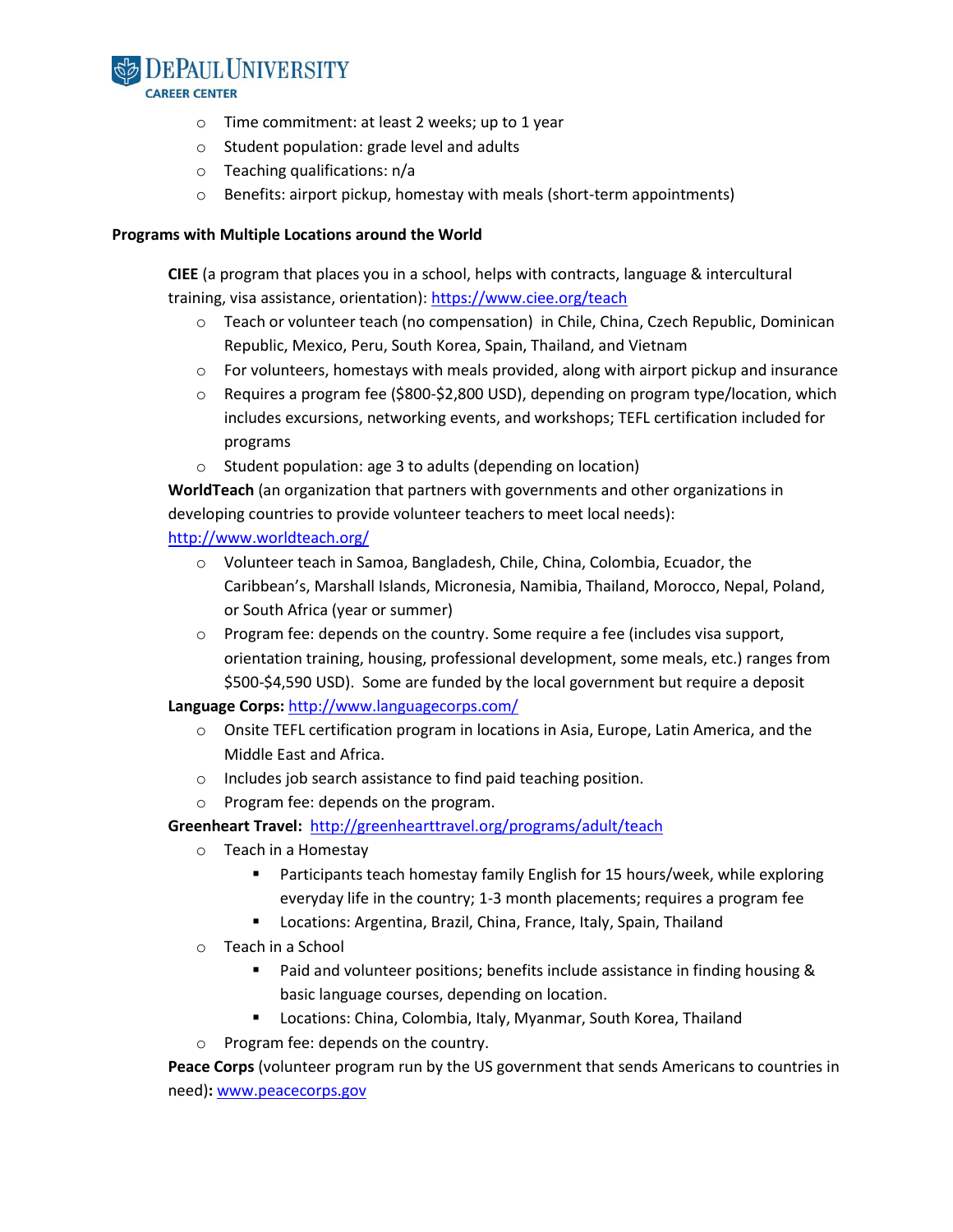- Time commitment: at least 2 weeks; up to 1 year
- Student population: grade level and adults
- Teaching qualifications: n/a
- Benefits: airport pickup, homestay with meals (short-term appointments)

**Programs with Multiple Locations around the World**

**CIEE** (a program that places you in a school, helps with contracts, language & intercultural training, visa assistance, orientation): [https://www.ciee.org/teach](https://www.ciee.org/teach)

- Teach or volunteer teach (no compensation) in Chile, China, Czech Republic, Dominican Republic, Mexico, Peru, South Korea, Spain, Thailand, and Vietnam
- For volunteers, homestays with meals provided, along with airport pickup and insurance
- Requires a program fee ($800-$2,800 USD), depending on program type/location, which includes excursions, networking events, and workshops; TEFL certification included for programs
- Student population: age 3 to adults (depending on location)

**WorldTeach** (an organization that partners with governments and other organizations in developing countries to provide volunteer teachers to meet local needs): [http://www.worldteach.org/](http://www.worldteach.org/)

- Volunteer teach in Samoa, Bangladesh, Chile, China, Colombia, Ecuador, the Caribbean's, Marshall Islands, Micronesia, Namibia, Thailand, Morocco, Nepal, Poland, or South Africa (year or summer)
- Program fee: depends on the country. Some require a fee (includes visa support, orientation training, housing, professional development, some meals, etc.) ranges from $500-$4,590 USD). Some are funded by the local government but require a deposit

**Language Corps:** [http://www.languagecorps.com/](http://www.languagecorps.com/)

- Onsite TEFL certification program in locations in Asia, Europe, Latin America, and the Middle East and Africa.
- Includes job search assistance to find paid teaching position.
- Program fee: depends on the program.

**Greenheart Travel:** [http://greenhearttravel.org/programs/adult/teach](http://greenhearttravel.org/programs/adult/teach)

- Teach in a Homestay
  - Participants teach homestay family English for 15 hours/week, while exploring everyday life in the country; 1-3 month placements; requires a program fee
  - Locations: Argentina, Brazil, China, France, Italy, Spain, Thailand
- Teach in a School
  - Paid and volunteer positions; benefits include assistance in finding housing & basic language courses, depending on location.
  - Locations: China, Colombia, Italy, Myanmar, South Korea, Thailand
- Program fee: depends on the country.

**Peace Corps** (volunteer program run by the US government that sends Americans to countries in need)**:** [www.peacecorps.gov](www.peacecorps.gov)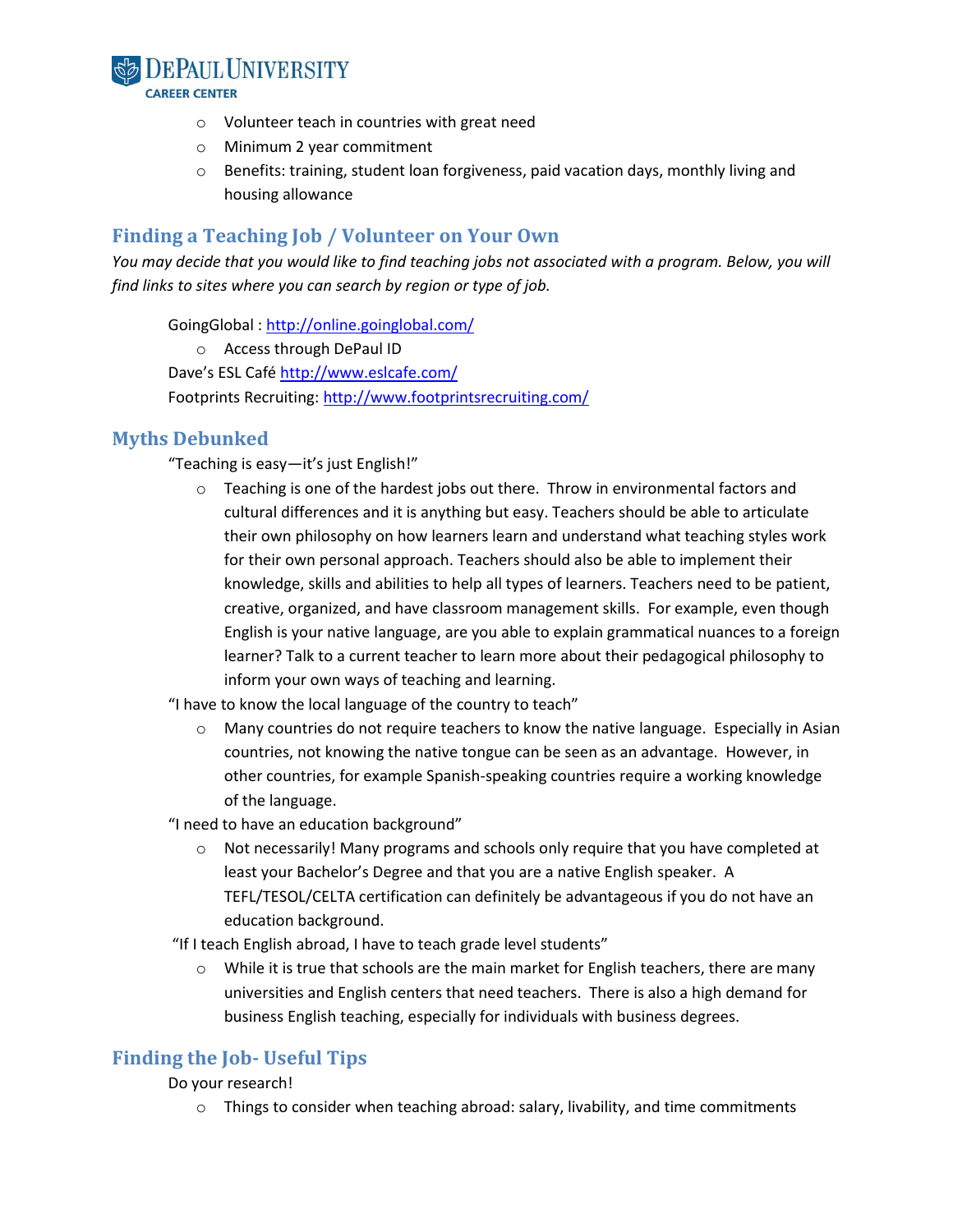- Volunteer teach in countries with great need
- Minimum 2 year commitment
- Benefits: training, student loan forgiveness, paid vacation days, monthly living and housing allowance

## Finding a Teaching Job / Volunteer on Your Own

*You may decide that you would like to find teaching jobs not associated with a program. Below, you will find links to sites where you can search by region or type of job.*

GoingGlobal : http://online.goinglobal.com/

- Access through DePaul ID

Dave's ESL Café http://www.eslcafe.com/

Footprints Recruiting: http://www.footprintsrecruiting.com/

## Myths Debunked

"Teaching is easy—it's just English!"

- Teaching is one of the hardest jobs out there. Throw in environmental factors and cultural differences and it is anything but easy. Teachers should be able to articulate their own philosophy on how learners learn and understand what teaching styles work for their own personal approach. Teachers should also be able to implement their knowledge, skills and abilities to help all types of learners. Teachers need to be patient, creative, organized, and have classroom management skills. For example, even though English is your native language, are you able to explain grammatical nuances to a foreign learner? Talk to a current teacher to learn more about their pedagogical philosophy to inform your own ways of teaching and learning.

"I have to know the local language of the country to teach"

- Many countries do not require teachers to know the native language. Especially in Asian countries, not knowing the native tongue can be seen as an advantage. However, in other countries, for example Spanish-speaking countries require a working knowledge of the language.

"I need to have an education background"

- Not necessarily! Many programs and schools only require that you have completed at least your Bachelor's Degree and that you are a native English speaker. A TEFL/TESOL/CELTA certification can definitely be advantageous if you do not have an education background.

"If I teach English abroad, I have to teach grade level students"

- While it is true that schools are the main market for English teachers, there are many universities and English centers that need teachers. There is also a high demand for business English teaching, especially for individuals with business degrees.

## Finding the Job- Useful Tips

Do your research!

- Things to consider when teaching abroad: salary, livability, and time commitments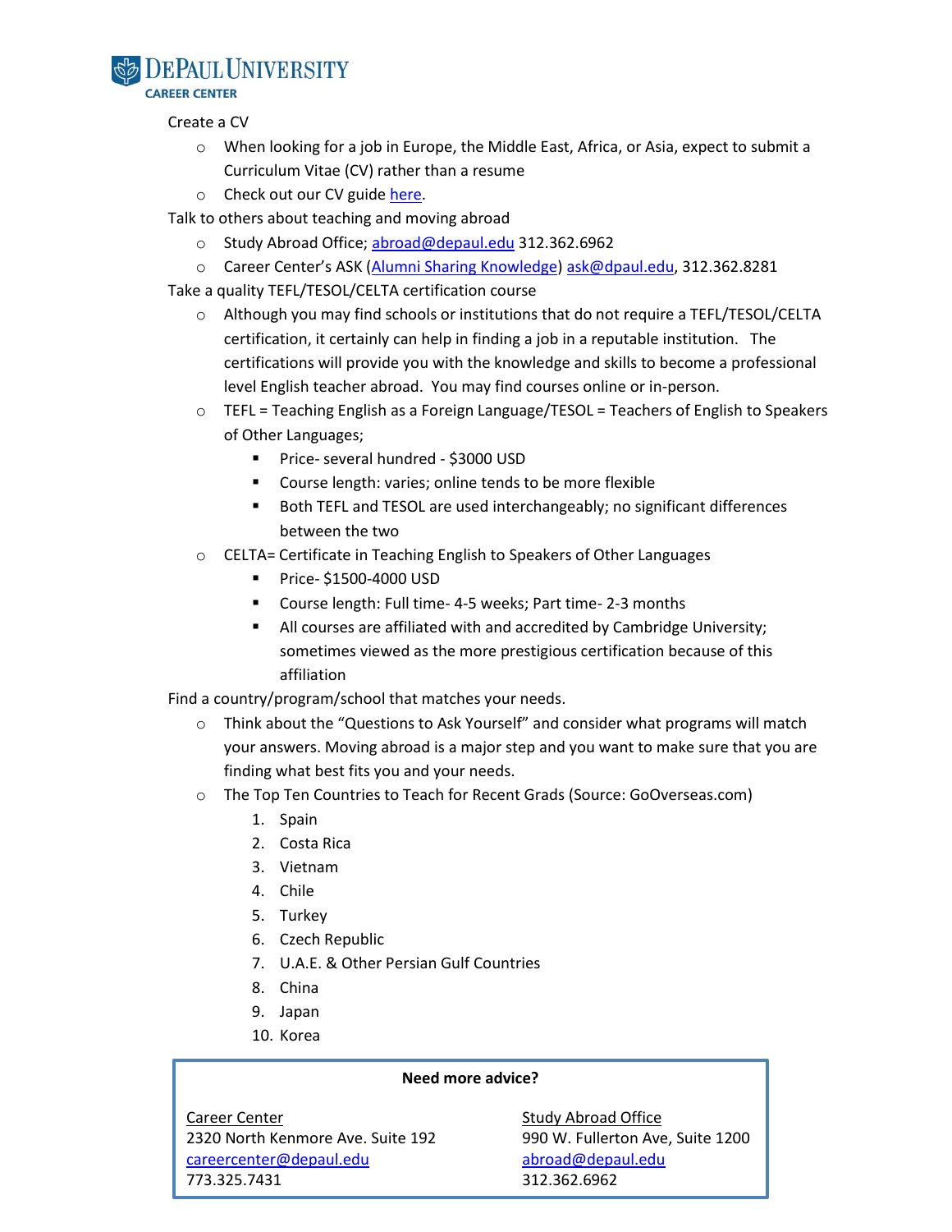Create a CV

- When looking for a job in Europe, the Middle East, Africa, or Asia, expect to submit a Curriculum Vitae (CV) rather than a resume
- Check out our CV guide here.

Talk to others about teaching and moving abroad

- Study Abroad Office; abroad@depaul.edu 312.362.6962
- Career Center's ASK (Alumni Sharing Knowledge) ask@dpaul.edu, 312.362.8281

Take a quality TEFL/TESOL/CELTA certification course

- Although you may find schools or institutions that do not require a TEFL/TESOL/CELTA certification, it certainly can help in finding a job in a reputable institution. The certifications will provide you with the knowledge and skills to become a professional level English teacher abroad. You may find courses online or in-person.
- TEFL = Teaching English as a Foreign Language/TESOL = Teachers of English to Speakers of Other Languages;
  - Price- several hundred - $3000 USD
  - Course length: varies; online tends to be more flexible
  - Both TEFL and TESOL are used interchangeably; no significant differences between the two
- CELTA= Certificate in Teaching English to Speakers of Other Languages
  - Price- $1500-4000 USD
  - Course length: Full time- 4-5 weeks; Part time- 2-3 months
  - All courses are affiliated with and accredited by Cambridge University; sometimes viewed as the more prestigious certification because of this affiliation

Find a country/program/school that matches your needs.

- Think about the "Questions to Ask Yourself" and consider what programs will match your answers. Moving abroad is a major step and you want to make sure that you are finding what best fits you and your needs.
- The Top Ten Countries to Teach for Recent Grads (Source: GoOverseas.com)
  1. Spain
  2. Costa Rica
  3. Vietnam
  4. Chile
  5. Turkey
  6. Czech Republic
  7. U.A.E. & Other Persian Gulf Countries
  8. China
  9. Japan
  10. Korea

**Need more advice?**

Career Center
2320 North Kenmore Ave. Suite 192
careercenter@depaul.edu
773.325.7431

Study Abroad Office
990 W. Fullerton Ave, Suite 1200
abroad@depaul.edu
312.362.6962